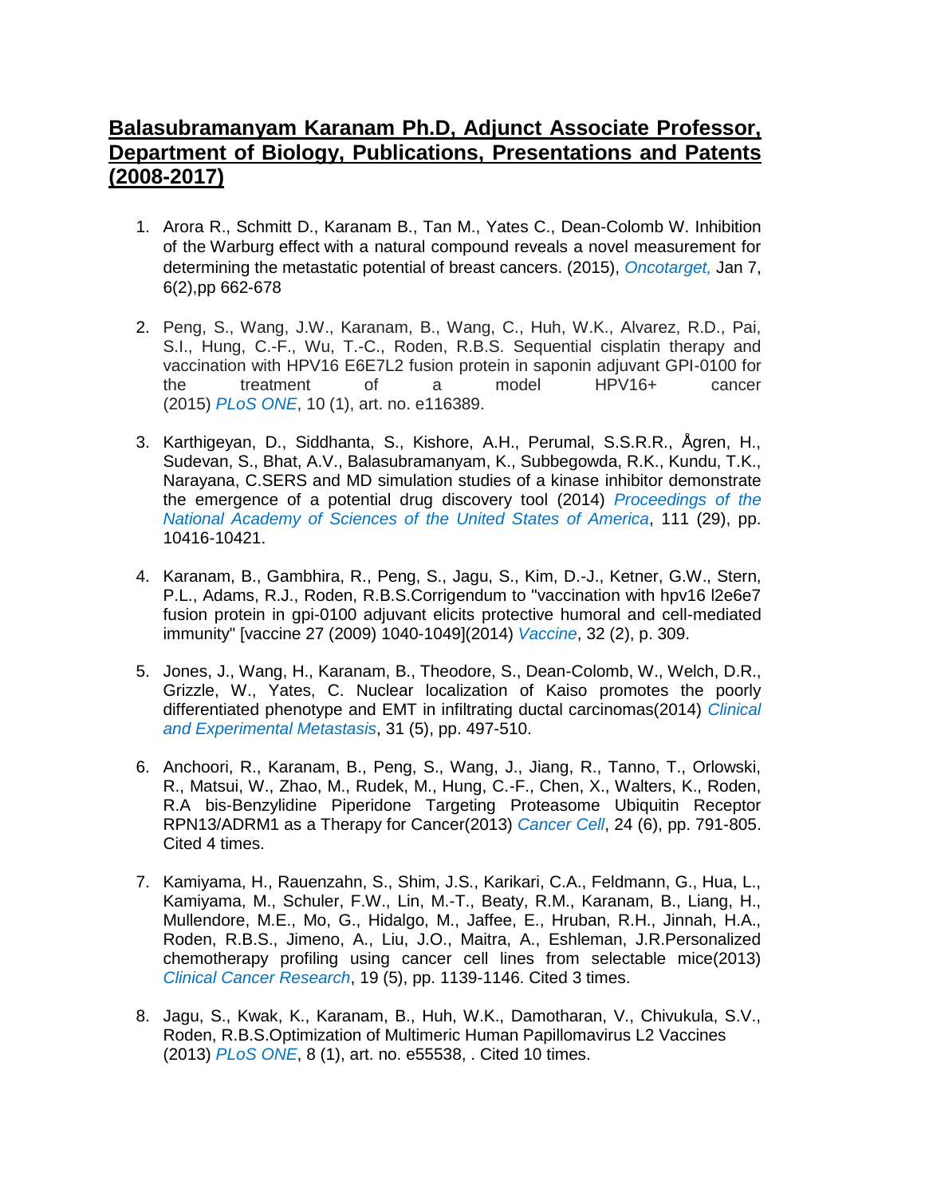# **Balasubramanyam Karanam Ph.D, Adjunct Associate Professor, Department of Biology, Publications, Presentations and Patents (2008-2017)**

1. Arora R., Schmitt D., Karanam B., Tan M., Yates C., Dean-Colomb W. Inhibition of the Warburg effect with a natural compound reveals a novel measurement for determining the metastatic potential of breast cancers. (2015), *Oncotarget,* Jan 7, 6(2),pp 662-678

2. Peng, S., Wang, J.W., Karanam, B., Wang, C., Huh, W.K., Alvarez, R.D., Pai, S.I., Hung, C.-F., Wu, T.-C., Roden, R.B.S. Sequential cisplatin therapy and vaccination with HPV16 E6E7L2 fusion protein in saponin adjuvant GPI-0100 for the treatment of a model HPV16+ cancer (2015) *PLoS ONE*, 10 (1), art. no. e116389.

3. Karthigeyan, D., Siddhanta, S., Kishore, A.H., Perumal, S.S.R.R., Ågren, H., Sudevan, S., Bhat, A.V., Balasubramanyam, K., Subbegowda, R.K., Kundu, T.K., Narayana, C.SERS and MD simulation studies of a kinase inhibitor demonstrate the emergence of a potential drug discovery tool (2014) *Proceedings of the National Academy of Sciences of the United States of America*, 111 (29), pp. 10416-10421.

4. Karanam, B., Gambhira, R., Peng, S., Jagu, S., Kim, D.-J., Ketner, G.W., Stern, P.L., Adams, R.J., Roden, R.B.S.Corrigendum to "vaccination with hpv16 l2e6e7 fusion protein in gpi-0100 adjuvant elicits protective humoral and cell-mediated immunity" [vaccine 27 (2009) 1040-1049](2014) *Vaccine*, 32 (2), p. 309.

5. Jones, J., Wang, H., Karanam, B., Theodore, S., Dean-Colomb, W., Welch, D.R., Grizzle, W., Yates, C. Nuclear localization of Kaiso promotes the poorly differentiated phenotype and EMT in infiltrating ductal carcinomas(2014) *Clinical and Experimental Metastasis*, 31 (5), pp. 497-510.

6. Anchoori, R., Karanam, B., Peng, S., Wang, J., Jiang, R., Tanno, T., Orlowski, R., Matsui, W., Zhao, M., Rudek, M., Hung, C.-F., Chen, X., Walters, K., Roden, R.A bis-Benzylidine Piperidone Targeting Proteasome Ubiquitin Receptor RPN13/ADRM1 as a Therapy for Cancer(2013) *Cancer Cell*, 24 (6), pp. 791-805. Cited 4 times.

7. Kamiyama, H., Rauenzahn, S., Shim, J.S., Karikari, C.A., Feldmann, G., Hua, L., Kamiyama, M., Schuler, F.W., Lin, M.-T., Beaty, R.M., Karanam, B., Liang, H., Mullendore, M.E., Mo, G., Hidalgo, M., Jaffee, E., Hruban, R.H., Jinnah, H.A., Roden, R.B.S., Jimeno, A., Liu, J.O., Maitra, A., Eshleman, J.R.Personalized chemotherapy profiling using cancer cell lines from selectable mice(2013) *Clinical Cancer Research*, 19 (5), pp. 1139-1146. Cited 3 times.

8. Jagu, S., Kwak, K., Karanam, B., Huh, W.K., Damotharan, V., Chivukula, S.V., Roden, R.B.S.Optimization of Multimeric Human Papillomavirus L2 Vaccines (2013) *PLoS ONE*, 8 (1), art. no. e55538, . Cited 10 times.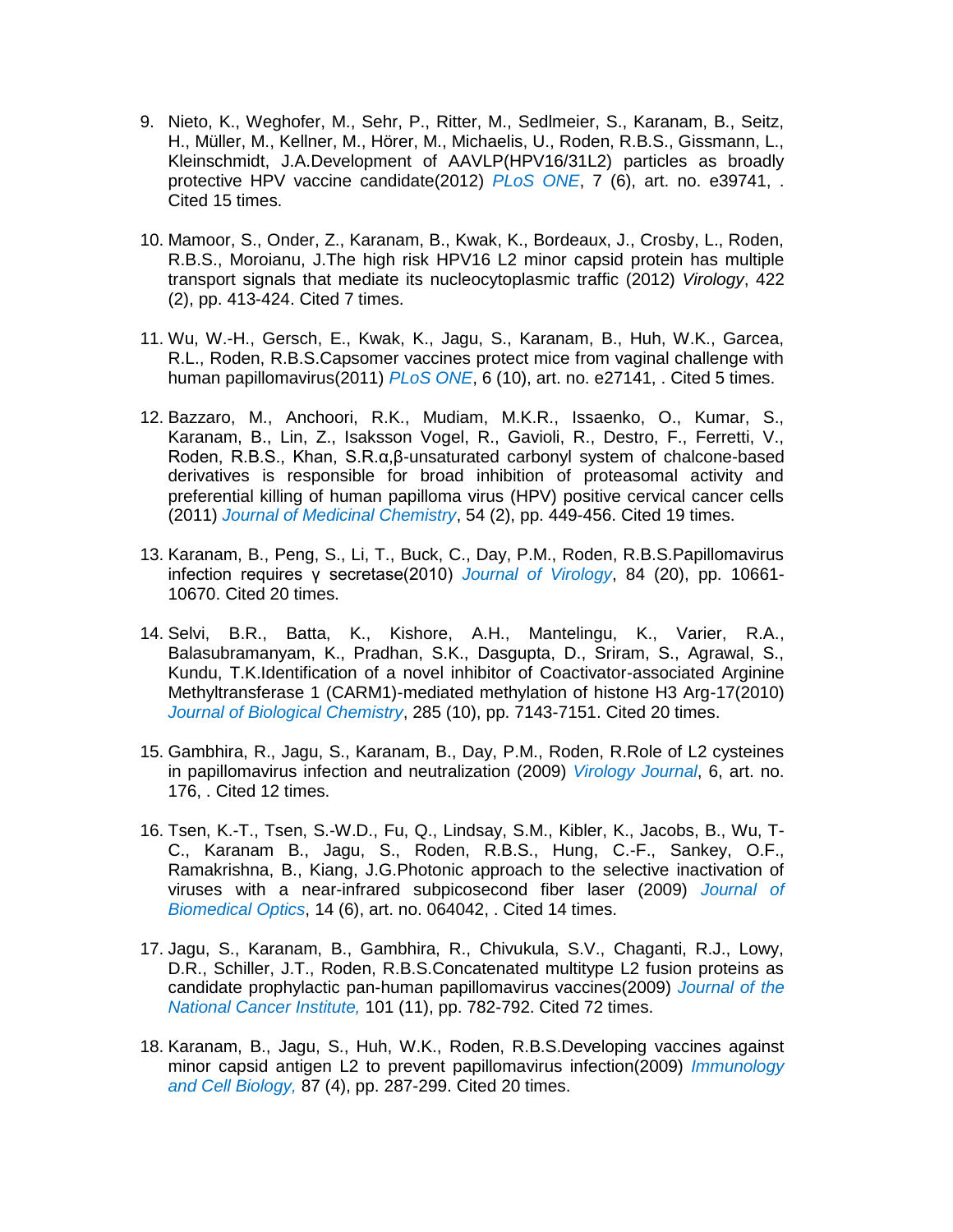9. Nieto, K., Weghofer, M., Sehr, P., Ritter, M., Sedlmeier, S., Karanam, B., Seitz, H., Müller, M., Kellner, M., Hörer, M., Michaelis, U., Roden, R.B.S., Gissmann, L., Kleinschmidt, J.A.Development of AAVLP(HPV16/31L2) particles as broadly protective HPV vaccine candidate(2012) *PLoS ONE*, 7 (6), art. no. e39741, . Cited 15 times.

10. Mamoor, S., Onder, Z., Karanam, B., Kwak, K., Bordeaux, J., Crosby, L., Roden, R.B.S., Moroianu, J.The high risk HPV16 L2 minor capsid protein has multiple transport signals that mediate its nucleocytoplasmic traffic (2012) *Virology*, 422 (2), pp. 413-424. Cited 7 times.

11. Wu, W.-H., Gersch, E., Kwak, K., Jagu, S., Karanam, B., Huh, W.K., Garcea, R.L., Roden, R.B.S.Capsomer vaccines protect mice from vaginal challenge with human papillomavirus(2011) *PLoS ONE*, 6 (10), art. no. e27141, . Cited 5 times.

12. Bazzaro, M., Anchoori, R.K., Mudiam, M.K.R., Issaenko, O., Kumar, S., Karanam, B., Lin, Z., Isaksson Vogel, R., Gavioli, R., Destro, F., Ferretti, V., Roden, R.B.S., Khan, S.R.α,β-unsaturated carbonyl system of chalcone-based derivatives is responsible for broad inhibition of proteasomal activity and preferential killing of human papilloma virus (HPV) positive cervical cancer cells (2011) *Journal of Medicinal Chemistry*, 54 (2), pp. 449-456. Cited 19 times.

13. Karanam, B., Peng, S., Li, T., Buck, C., Day, P.M., Roden, R.B.S.Papillomavirus infection requires γ secretase(2010) *Journal of Virology*, 84 (20), pp. 10661-10670. Cited 20 times.

14. Selvi, B.R., Batta, K., Kishore, A.H., Mantelingu, K., Varier, R.A., Balasubramanyam, K., Pradhan, S.K., Dasgupta, D., Sriram, S., Agrawal, S., Kundu, T.K.Identification of a novel inhibitor of Coactivator-associated Arginine Methyltransferase 1 (CARM1)-mediated methylation of histone H3 Arg-17(2010) *Journal of Biological Chemistry*, 285 (10), pp. 7143-7151. Cited 20 times.

15. Gambhira, R., Jagu, S., Karanam, B., Day, P.M., Roden, R.Role of L2 cysteines in papillomavirus infection and neutralization (2009) *Virology Journal*, 6, art. no. 176, . Cited 12 times.

16. Tsen, K.-T., Tsen, S.-W.D., Fu, Q., Lindsay, S.M., Kibler, K., Jacobs, B., Wu, T-C., Karanam B., Jagu, S., Roden, R.B.S., Hung, C.-F., Sankey, O.F., Ramakrishna, B., Kiang, J.G.Photonic approach to the selective inactivation of viruses with a near-infrared subpicosecond fiber laser (2009) *Journal of Biomedical Optics*, 14 (6), art. no. 064042, . Cited 14 times.

17. Jagu, S., Karanam, B., Gambhira, R., Chivukula, S.V., Chaganti, R.J., Lowy, D.R., Schiller, J.T., Roden, R.B.S.Concatenated multitype L2 fusion proteins as candidate prophylactic pan-human papillomavirus vaccines(2009) *Journal of the National Cancer Institute,* 101 (11), pp. 782-792. Cited 72 times.

18. Karanam, B., Jagu, S., Huh, W.K., Roden, R.B.S.Developing vaccines against minor capsid antigen L2 to prevent papillomavirus infection(2009) *Immunology and Cell Biology,* 87 (4), pp. 287-299. Cited 20 times.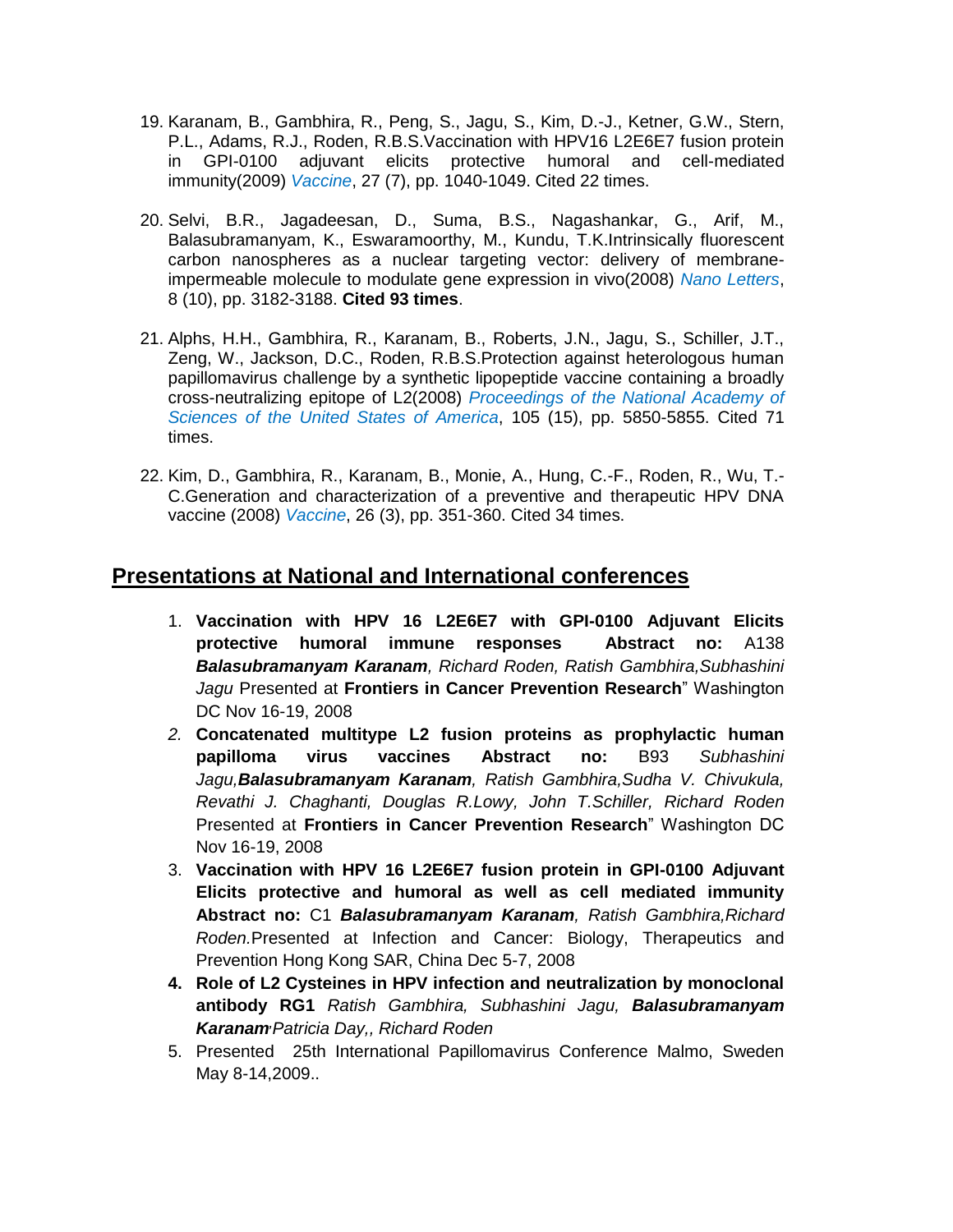19. Karanam, B., Gambhira, R., Peng, S., Jagu, S., Kim, D.-J., Ketner, G.W., Stern, P.L., Adams, R.J., Roden, R.B.S.Vaccination with HPV16 L2E6E7 fusion protein in GPI-0100 adjuvant elicits protective humoral and cell-mediated immunity(2009) *Vaccine*, 27 (7), pp. 1040-1049. Cited 22 times.

20. Selvi, B.R., Jagadeesan, D., Suma, B.S., Nagashankar, G., Arif, M., Balasubramanyam, K., Eswaramoorthy, M., Kundu, T.K.Intrinsically fluorescent carbon nanospheres as a nuclear targeting vector: delivery of membrane-impermeable molecule to modulate gene expression in vivo(2008) *Nano Letters*, 8 (10), pp. 3182-3188. **Cited 93 times**.

21. Alphs, H.H., Gambhira, R., Karanam, B., Roberts, J.N., Jagu, S., Schiller, J.T., Zeng, W., Jackson, D.C., Roden, R.B.S.Protection against heterologous human papillomavirus challenge by a synthetic lipopeptide vaccine containing a broadly cross-neutralizing epitope of L2(2008) *Proceedings of the National Academy of Sciences of the United States of America*, 105 (15), pp. 5850-5855. Cited 71 times.

22. Kim, D., Gambhira, R., Karanam, B., Monie, A., Hung, C.-F., Roden, R., Wu, T.-C.Generation and characterization of a preventive and therapeutic HPV DNA vaccine (2008) *Vaccine*, 26 (3), pp. 351-360. Cited 34 times.

## Presentations at National and International conferences

1. **Vaccination with HPV 16 L2E6E7 with GPI-0100 Adjuvant Elicits protective humoral immune responses Abstract no:** A138 ***Balasubramanyam Karanam****, Richard Roden, Ratish Gambhira,Subhashini Jagu* Presented at **Frontiers in Cancer Prevention Research**" Washington DC Nov 16-19, 2008
2. **Concatenated multitype L2 fusion proteins as prophylactic human papilloma virus vaccines Abstract no:** B93 *Subhashini Jagu,**Balasubramanyam Karanam**, Ratish Gambhira,Sudha V. Chivukula, Revathi J. Chaghanti, Douglas R.Lowy, John T.Schiller, Richard Roden* Presented at **Frontiers in Cancer Prevention Research**" Washington DC Nov 16-19, 2008
3. **Vaccination with HPV 16 L2E6E7 fusion protein in GPI-0100 Adjuvant Elicits protective and humoral as well as cell mediated immunity Abstract no:** C1 ***Balasubramanyam Karanam****, Ratish Gambhira,Richard Roden.*Presented at Infection and Cancer: Biology, Therapeutics and Prevention Hong Kong SAR, China Dec 5-7, 2008
4. **Role of L2 Cysteines in HPV infection and neutralization by monoclonal antibody RG1** *Ratish Gambhira, Subhashini Jagu,* ***Balasubramanyam Karanam****,Patricia Day,, Richard Roden*
5. Presented 25th International Papillomavirus Conference Malmo, Sweden May 8-14,2009..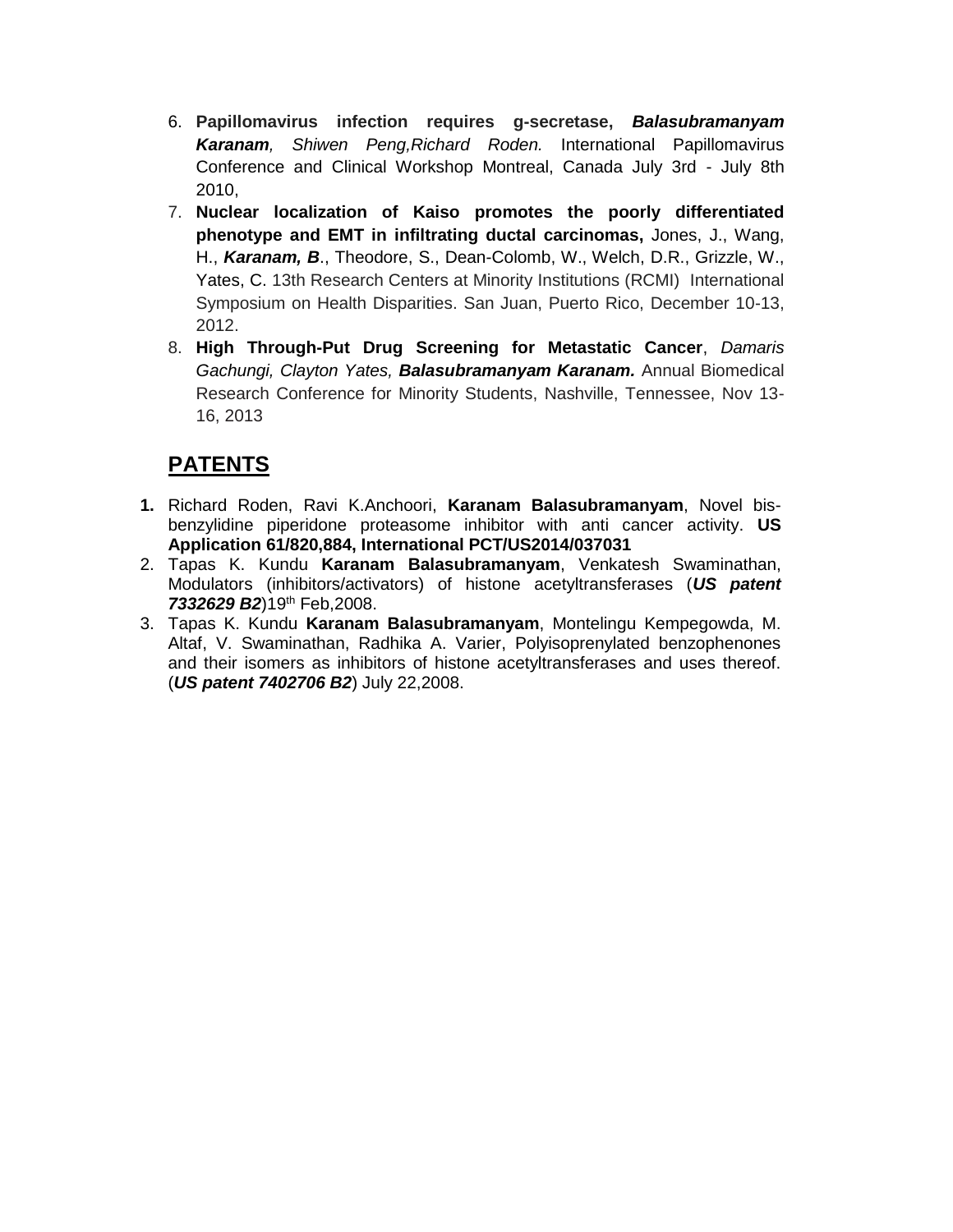6. **Papillomavirus infection requires g-secretase,** ***Balasubramanyam Karanam****, Shiwen Peng,Richard Roden.* International Papillomavirus Conference and Clinical Workshop Montreal, Canada July 3rd - July 8th 2010,
7. **Nuclear localization of Kaiso promotes the poorly differentiated phenotype and EMT in infiltrating ductal carcinomas,** Jones, J., Wang, H., ***Karanam, B***., Theodore, S., Dean-Colomb, W., Welch, D.R., Grizzle, W., Yates, C. 13th Research Centers at Minority Institutions (RCMI) International Symposium on Health Disparities. San Juan, Puerto Rico, December 10-13, 2012.
8. **High Through-Put Drug Screening for Metastatic Cancer**, *Damaris Gachungi, Clayton Yates,* ***Balasubramanyam Karanam.*** Annual Biomedical Research Conference for Minority Students, Nashville, Tennessee, Nov 13-16, 2013

## PATENTS

1. Richard Roden, Ravi K.Anchoori, **Karanam Balasubramanyam**, Novel bis-benzylidine piperidone proteasome inhibitor with anti cancer activity. **US Application 61/820,884, International PCT/US2014/037031**
2. Tapas K. Kundu **Karanam Balasubramanyam**, Venkatesh Swaminathan, Modulators (inhibitors/activators) of histone acetyltransferases (***US patent 7332629 B2***)19th Feb,2008.
3. Tapas K. Kundu **Karanam Balasubramanyam**, Montelingu Kempegowda, M. Altaf, V. Swaminathan, Radhika A. Varier, Polyisoprenylated benzophenones and their isomers as inhibitors of histone acetyltransferases and uses thereof. (***US patent 7402706 B2***) July 22,2008.